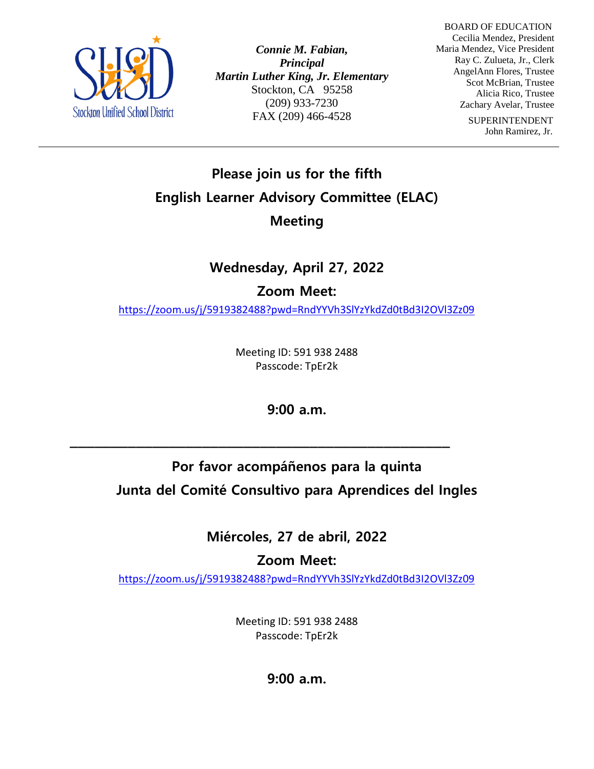Stockton Unified School District

***Connie M. Fabian,***
***Principal***
***Martin Luther King, Jr. Elementary***
Stockton, CA 95258
(209) 933-7230
FAX (209) 466-4528

BOARD OF EDUCATION
Cecilia Mendez, President
Maria Mendez, Vice President
Ray C. Zulueta, Jr., Clerk
AngelAnn Flores, Trustee
Scot McBrian, Trustee
Alicia Rico, Trustee
Zachary Avelar, Trustee

SUPERINTENDENT
John Ramirez, Jr.

---

## Please join us for the fifth English Learner Advisory Committee (ELAC) Meeting

### Wednesday, April 27, 2022

### Zoom Meet:

https://zoom.us/j/5919382488?pwd=RndYYVh3SlYzYkdZd0tBd3I2OVl3Zz09

Meeting ID: 591 938 2488
Passcode: TpEr2k

### 9:00 a.m.

---

## Por favor acompáñenos para la quinta Junta del Comité Consultivo para Aprendices del Ingles

### Miércoles, 27 de abril, 2022

### Zoom Meet:

https://zoom.us/j/5919382488?pwd=RndYYVh3SlYzYkdZd0tBd3I2OVl3Zz09

Meeting ID: 591 938 2488
Passcode: TpEr2k

### 9:00 a.m.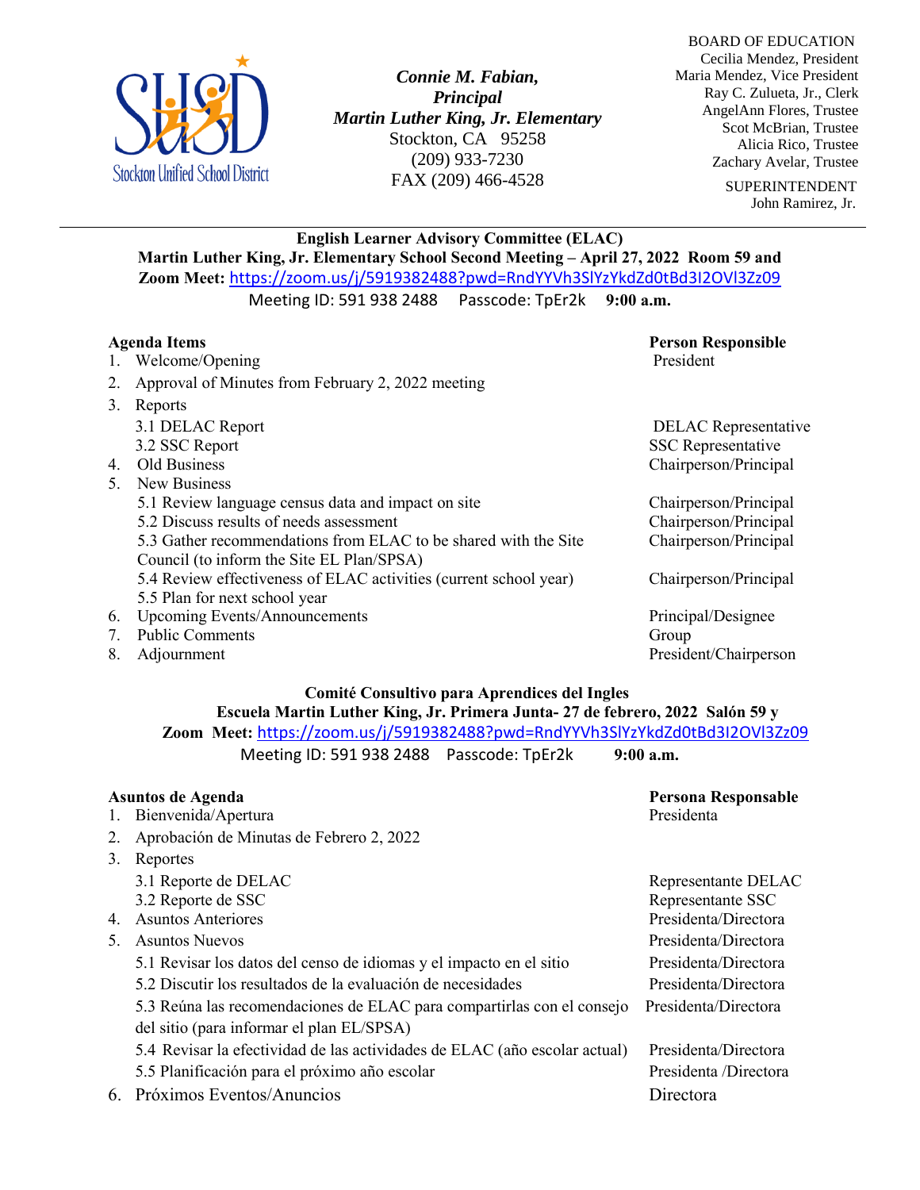Stockton Unified School District

***Connie M. Fabian, Principal***
***Martin Luther King, Jr. Elementary***
Stockton, CA 95258
(209) 933-7230
FAX (209) 466-4528

BOARD OF EDUCATION
Cecilia Mendez, President
Maria Mendez, Vice President
Ray C. Zulueta, Jr., Clerk
AngelAnn Flores, Trustee
Scot McBrian, Trustee
Alicia Rico, Trustee
Zachary Avelar, Trustee

SUPERINTENDENT
John Ramirez, Jr.

---

**English Learner Advisory Committee (ELAC)**
**Martin Luther King, Jr. Elementary School Second Meeting – April 27, 2022 Room 59 and Zoom Meet:** https://zoom.us/j/5919382488?pwd=RndYYVh3SlYzYkdZd0tBd3I2OVl3Zz09
Meeting ID: 591 938 2488 Passcode: TpEr2k **9:00 a.m.**

| **Agenda Items** | **Person Responsible** |
|---|---|
| 1. Welcome/Opening | President |
| 2. Approval of Minutes from February 2, 2022 meeting | |
| 3. Reports | |
| 3.1 DELAC Report | DELAC Representative |
| 3.2 SSC Report | SSC Representative |
| 4. Old Business | Chairperson/Principal |
| 5. New Business | |
| 5.1 Review language census data and impact on site | Chairperson/Principal |
| 5.2 Discuss results of needs assessment | Chairperson/Principal |
| 5.3 Gather recommendations from ELAC to be shared with the Site Council (to inform the Site EL Plan/SPSA) | Chairperson/Principal |
| 5.4 Review effectiveness of ELAC activities (current school year) | Chairperson/Principal |
| 5.5 Plan for next school year | |
| 6. Upcoming Events/Announcements | Principal/Designee |
| 7. Public Comments | Group |
| 8. Adjournment | President/Chairperson |

**Comité Consultivo para Aprendices del Ingles**
**Escuela Martin Luther King, Jr. Primera Junta- 27 de febrero, 2022 Salón 59 y Zoom Meet:** https://zoom.us/j/5919382488?pwd=RndYYVh3SlYzYkdZd0tBd3I2OVl3Zz09
Meeting ID: 591 938 2488 Passcode: TpEr2k **9:00 a.m.**

| **Asuntos de Agenda** | **Persona Responsable** |
|---|---|
| 1. Bienvenida/Apertura | Presidenta |
| 2. Aprobación de Minutas de Febrero 2, 2022 | |
| 3. Reportes | |
| 3.1 Reporte de DELAC | Representante DELAC |
| 3.2 Reporte de SSC | Representante SSC |
| 4. Asuntos Anteriores | Presidenta/Directora |
| 5. Asuntos Nuevos | Presidenta/Directora |
| 5.1 Revisar los datos del censo de idiomas y el impacto en el sitio | Presidenta/Directora |
| 5.2 Discutir los resultados de la evaluación de necesidades | Presidenta/Directora |
| 5.3 Reúna las recomendaciones de ELAC para compartirlas con el consejo del sitio (para informar el plan EL/SPSA) | Presidenta/Directora |
| 5.4 Revisar la efectividad de las actividades de ELAC (año escolar actual) | Presidenta/Directora |
| 5.5 Planificación para el próximo año escolar | Presidenta /Directora |
| 6. Próximos Eventos/Anuncios | Directora |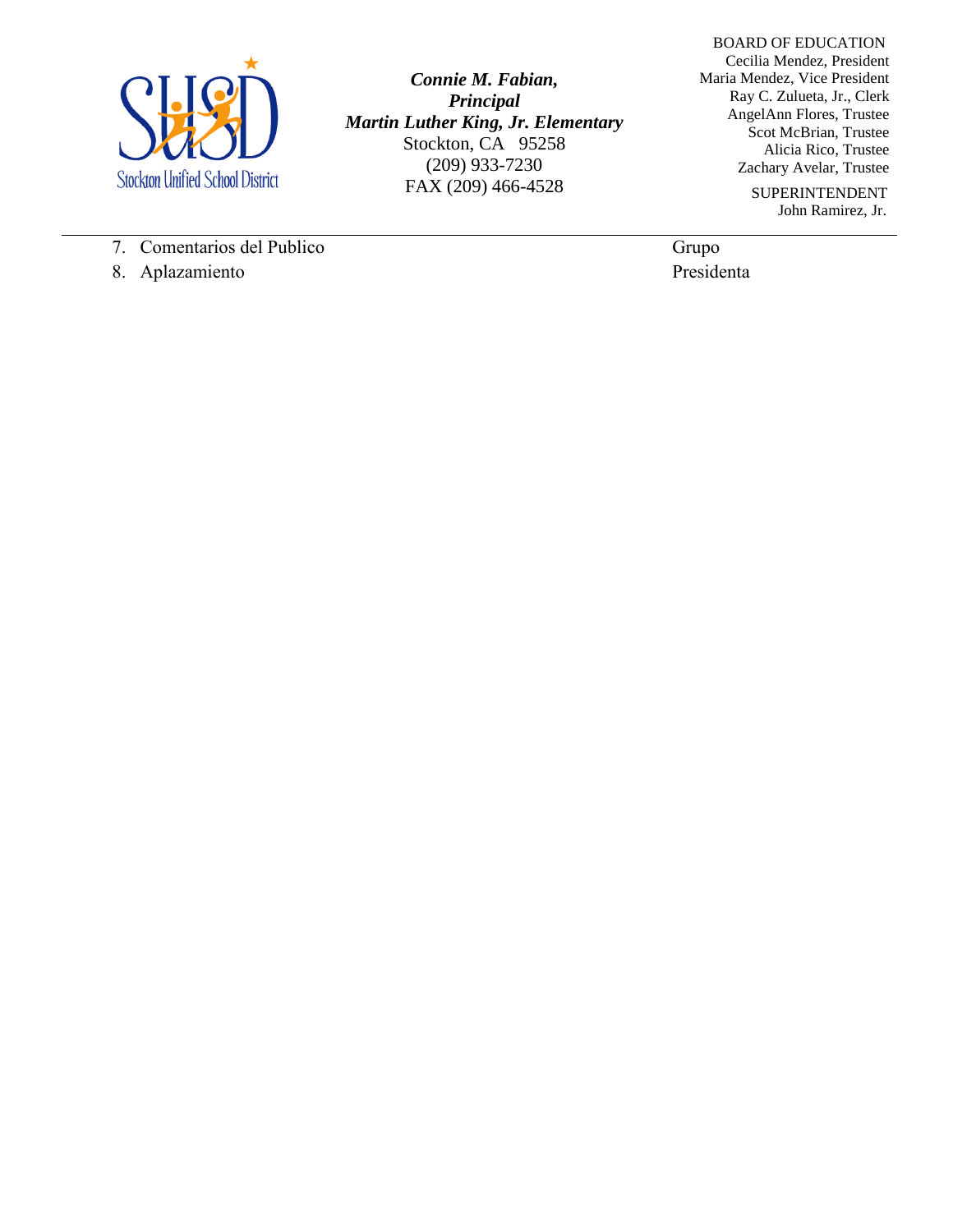Connie M. Fabian,
*Principal*
***Martin Luther King, Jr. Elementary***
Stockton, CA 95258
(209) 933-7230
FAX (209) 466-4528

BOARD OF EDUCATION
Cecilia Mendez, President
Maria Mendez, Vice President
Ray C. Zulueta, Jr., Clerk
AngelAnn Flores, Trustee
Scot McBrian, Trustee
Alicia Rico, Trustee
Zachary Avelar, Trustee

SUPERINTENDENT
John Ramirez, Jr.

---

| | |
|---|---|
| 7. Comentarios del Publico | Grupo |
| 8. Aplazamiento | Presidenta |